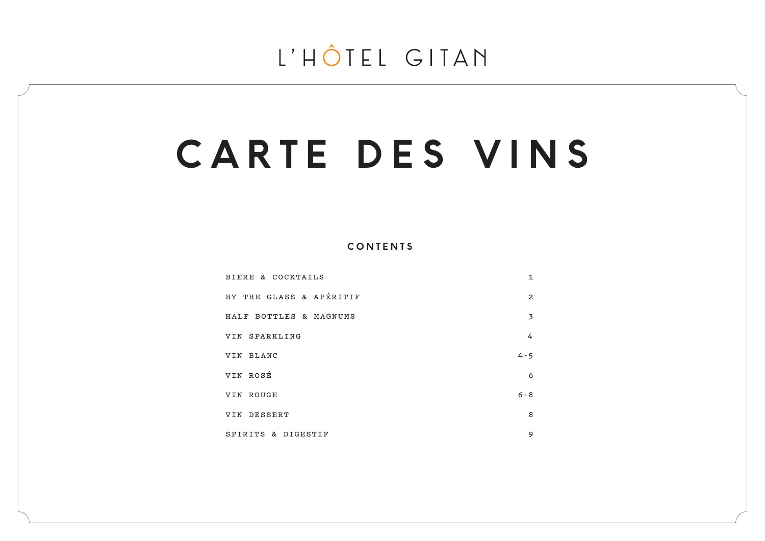L'HÔTEL GITAN

# CARTE DES VINS

## CONTENTS

| | |
|---|---|
| BIERE & COCKTAILS | 1 |
| BY THE GLASS & APÉRITIF | 2 |
| HALF BOTTLES & MAGNUMS | 3 |
| VIN SPARKLING | 4 |
| VIN BLANC | 4-5 |
| VIN ROSÉ | 6 |
| VIN ROUGE | 6-8 |
| VIN DESSERT | 8 |
| SPIRITS & DIGESTIF | 9 |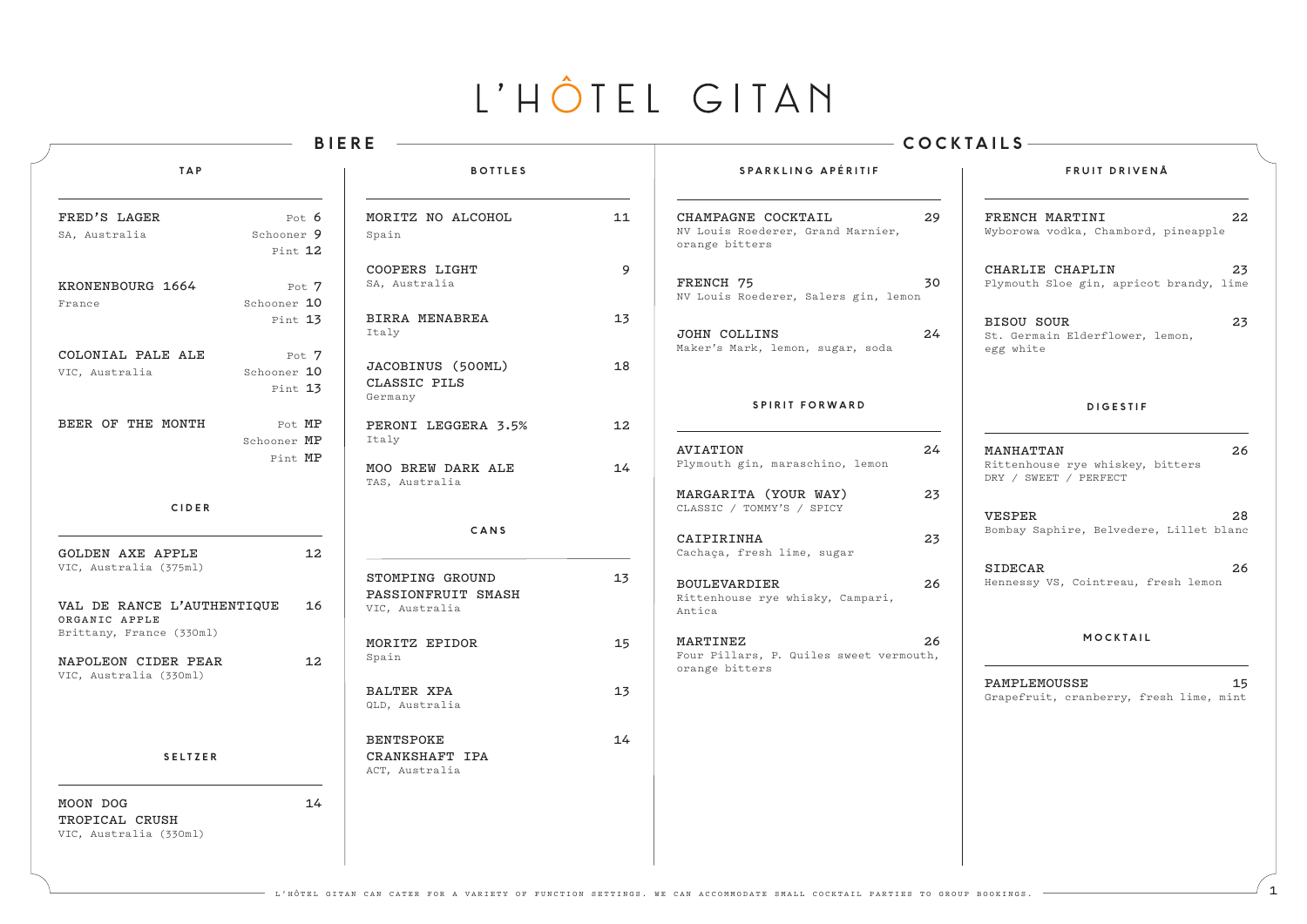# L'HÔTEL GITAN

## BIERE

### TAP

| Item | Size | Price |
|---|---|---|
| FRED'S LAGER<br>SA, Australia | Pot | 6 |
| | Schooner | 9 |
| | Pint | 12 |
| KRONENBOURG 1664<br>France | Pot | 7 |
| | Schooner | 10 |
| | Pint | 13 |
| COLONIAL PALE ALE<br>VIC, Australia | Pot | 7 |
| | Schooner | 10 |
| | Pint | 13 |
| BEER OF THE MONTH | Pot | MP |
| | Schooner | MP |
| | Pint | MP |

### CIDER

**GOLDEN AXE APPLE** — 12
VIC, Australia (375ml)

**VAL DE RANCE L'AUTHENTIQUE ORGANIC APPLE** — 16
Brittany, France (330ml)

**NAPOLEON CIDER PEAR** — 12
VIC, Australia (330ml)

### SELTZER

**MOON DOG TROPICAL CRUSH** — 14
VIC, Australia (330ml)

### BOTTLES

**MORITZ NO ALCOHOL** — 11
Spain

**COOPERS LIGHT** — 9
SA, Australia

**BIRRA MENABREA** — 13
Italy

**JACOBINUS (500ML) CLASSIC PILS** — 18
Germany

**PERONI LEGGERA 3.5%** — 12
Italy

**MOO BREW DARK ALE** — 14
TAS, Australia

### CANS

**STOMPING GROUND PASSIONFRUIT SMASH** — 13
VIC, Australia

**MORITZ EPIDOR** — 15
Spain

**BALTER XPA** — 13
QLD, Australia

**BENTSPOKE CRANKSHAFT IPA** — 14
ACT, Australia

## COCKTAILS

### SPARKLING APÉRITIF

**CHAMPAGNE COCKTAIL** — 29
NV Louis Roederer, Grand Marnier, orange bitters

**FRENCH 75** — 30
NV Louis Roederer, Salers gin, lemon

**JOHN COLLINS** — 24
Maker's Mark, lemon, sugar, soda

### SPIRIT FORWARD

**AVIATION** — 24
Plymouth gin, maraschino, lemon

**MARGARITA (YOUR WAY)** — 23
CLASSIC / TOMMY'S / SPICY

**CAIPIRINHA** — 23
Cachaça, fresh lime, sugar

**BOULEVARDIER** — 26
Rittenhouse rye whisky, Campari, Antica

**MARTINEZ** — 26
Four Pillars, P. Quiles sweet vermouth, orange bitters

### FRUIT DRIVENÅ

**FRENCH MARTINI** — 22
Wyborowa vodka, Chambord, pineapple

**CHARLIE CHAPLIN** — 23
Plymouth Sloe gin, apricot brandy, lime

**BISOU SOUR** — 23
St. Germain Elderflower, lemon, egg white

### DIGESTIF

**MANHATTAN** — 26
Rittenhouse rye whiskey, bitters
DRY / SWEET / PERFECT

**VESPER** — 28
Bombay Saphire, Belvedere, Lillet blanc

**SIDECAR** — 26
Hennessy VS, Cointreau, fresh lemon

### MOCKTAIL

**PAMPLEMOUSSE** — 15
Grapefruit, cranberry, fresh lime, mint

L'HÔTEL GITAN CAN CATER FOR A VARIETY OF FUNCTION SETTINGS. WE CAN ACCOMMODATE SMALL COCKTAIL PARTIES TO GROUP BOOKINGS.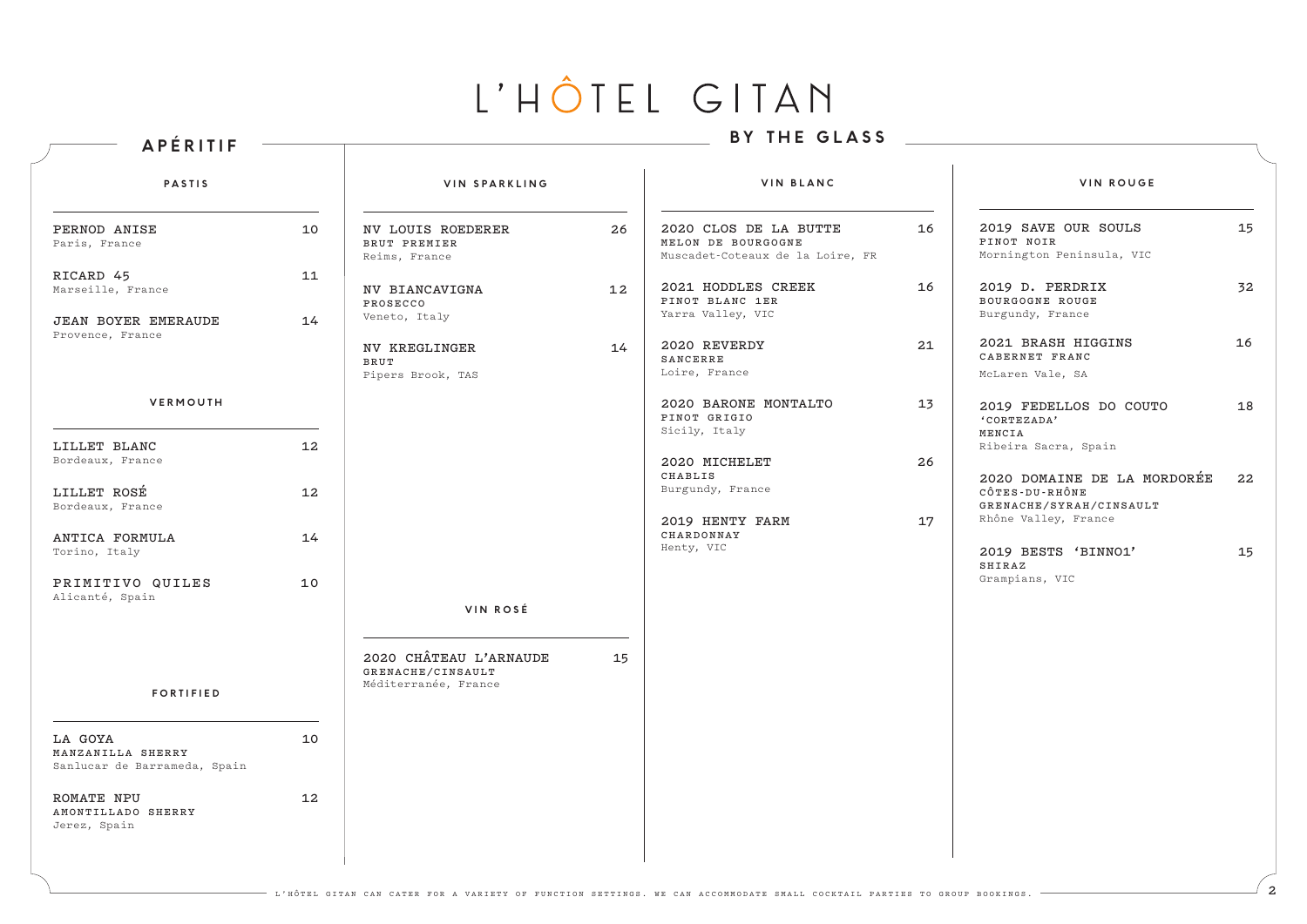# L'HÔTEL GITAN

## APÉRITIF

### PASTIS

| | |
|---|---|
| PERNOD ANISE<br>Paris, France | 10 |
| RICARD 45<br>Marseille, France | 11 |
| JEAN BOYER EMERAUDE<br>Provence, France | 14 |

### VERMOUTH

| | |
|---|---|
| LILLET BLANC<br>Bordeaux, France | 12 |
| LILLET ROSÉ<br>Bordeaux, France | 12 |
| ANTICA FORMULA<br>Torino, Italy | 14 |
| PRIMITIVO QUILES<br>Alicanté, Spain | 10 |

### FORTIFIED

| | |
|---|---|
| LA GOYA<br>MANZANILLA SHERRY<br>Sanlucar de Barrameda, Spain | 10 |
| ROMATE NPU<br>AMONTILLADO SHERRY<br>Jerez, Spain | 12 |

## BY THE GLASS

### VIN SPARKLING

| | |
|---|---|
| NV LOUIS ROEDERER<br>BRUT PREMIER<br>Reims, France | 26 |
| NV BIANCAVIGNA<br>PROSECCO<br>Veneto, Italy | 12 |
| NV KREGLINGER<br>BRUT<br>Pipers Brook, TAS | 14 |

### VIN ROSÉ

| | |
|---|---|
| 2020 CHÂTEAU L'ARNAUDE<br>GRENACHE/CINSAULT<br>Méditerranée, France | 15 |

### VIN BLANC

| | |
|---|---|
| 2020 CLOS DE LA BUTTE<br>MELON DE BOURGOGNE<br>Muscadet-Coteaux de la Loire, FR | 16 |
| 2021 HODDLES CREEK<br>PINOT BLANC 1ER<br>Yarra Valley, VIC | 16 |
| 2020 REVERDY<br>SANCERRE<br>Loire, France | 21 |
| 2020 BARONE MONTALTO<br>PINOT GRIGIO<br>Sicily, Italy | 13 |
| 2020 MICHELET<br>CHABLIS<br>Burgundy, France | 26 |
| 2019 HENTY FARM<br>CHARDONNAY<br>Henty, VIC | 17 |

### VIN ROUGE

| | |
|---|---|
| 2019 SAVE OUR SOULS<br>PINOT NOIR<br>Mornington Peninsula, VIC | 15 |
| 2019 D. PERDRIX<br>BOURGOGNE ROUGE<br>Burgundy, France | 32 |
| 2021 BRASH HIGGINS<br>CABERNET FRANC<br>McLaren Vale, SA | 16 |
| 2019 FEDELLOS DO COUTO<br>'CORTEZADA'<br>MENCIA<br>Ribeira Sacra, Spain | 18 |
| 2020 DOMAINE DE LA MORDORÉE<br>CÔTES-DU-RHÔNE<br>GRENACHE/SYRAH/CINSAULT<br>Rhône Valley, France | 22 |
| 2019 BESTS 'BINNO1'<br>SHIRAZ<br>Grampians, VIC | 15 |

L'HÔTEL GITAN CAN CATER FOR A VARIETY OF FUNCTION SETTINGS. WE CAN ACCOMMODATE SMALL COCKTAIL PARTIES TO GROUP BOOKINGS.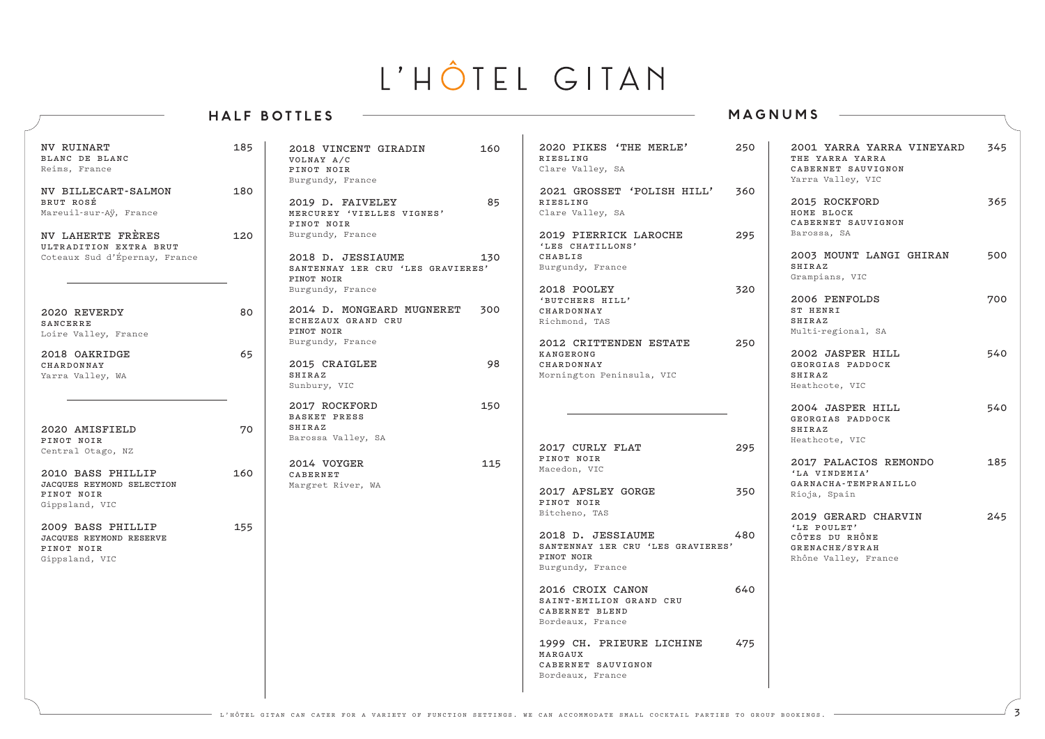# L'HÔTEL GITAN

## HALF BOTTLES

NV RUINART — 185
BLANC DE BLANC
Reims, France

NV BILLECART-SALMON — 180
BRUT ROSÉ
Mareuil-sur-Aÿ, France

NV LAHERTE FRÈRES — 120
ULTRADITION EXTRA BRUT
Coteaux Sud d'Épernay, France

---

2020 REVERDY — 80
SANCERRE
Loire Valley, France

2018 OAKRIDGE — 65
CHARDONNAY
Yarra Valley, WA

---

2020 AMISFIELD — 70
PINOT NOIR
Central Otago, NZ

2010 BASS PHILLIP — 160
JACQUES REYMOND SELECTION
PINOT NOIR
Gippsland, VIC

2009 BASS PHILLIP — 155
JACQUES REYMOND RESERVE
PINOT NOIR
Gippsland, VIC

2018 VINCENT GIRADIN — 160
VOLNAY A/C
PINOT NOIR
Burgundy, France

2019 D. FAIVELEY — 85
MERCUREY 'VIELLES VIGNES'
PINOT NOIR
Burgundy, France

2018 D. JESSIAUME — 130
SANTENNAY 1ER CRU 'LES GRAVIERES'
PINOT NOIR
Burgundy, France

2014 D. MONGEARD MUGNERET — 300
ECHEZAUX GRAND CRU
PINOT NOIR
Burgundy, France

2015 CRAIGLEE — 98
SHIRAZ
Sunbury, VIC

2017 ROCKFORD — 150
BASKET PRESS
SHIRAZ
Barossa Valley, SA

2014 VOYGER — 115
CABERNET
Margret River, WA

## MAGNUMS

2020 PIKES 'THE MERLE' — 250
RIESLING
Clare Valley, SA

2021 GROSSET 'POLISH HILL' — 360
RIESLING
Clare Valley, SA

2019 PIERRICK LAROCHE — 295
'LES CHATILLONS'
CHABLIS
Burgundy, France

2018 POOLEY — 320
'BUTCHERS HILL'
CHARDONNAY
Richmond, TAS

2012 CRITTENDEN ESTATE — 250
KANGERONG
CHARDONNAY
Mornington Peninsula, VIC

---

2017 CURLY FLAT — 295
PINOT NOIR
Macedon, VIC

2017 APSLEY GORGE — 350
PINOT NOIR
Bitcheno, TAS

2018 D. JESSIAUME — 480
SANTENNAY 1ER CRU 'LES GRAVIERES'
PINOT NOIR
Burgundy, France

2016 CROIX CANON — 640
SAINT-EMILION GRAND CRU
CABERNET BLEND
Bordeaux, France

1999 CH. PRIEURE LICHINE — 475
MARGAUX
CABERNET SAUVIGNON
Bordeaux, France

2001 YARRA YARRA VINEYARD — 345
THE YARRA YARRA
CABERNET SAUVIGNON
Yarra Valley, VIC

2015 ROCKFORD — 365
HOME BLOCK
CABERNET SAUVIGNON
Barossa, SA

2003 MOUNT LANGI GHIRAN — 500
SHIRAZ
Grampians, VIC

2006 PENFOLDS — 700
ST HENRI
SHIRAZ
Multi-regional, SA

2002 JASPER HILL — 540
GEORGIAS PADDOCK
SHIRAZ
Heathcote, VIC

2004 JASPER HILL — 540
GEORGIAS PADDOCK
SHIRAZ
Heathcote, VIC

2017 PALACIOS REMONDO — 185
'LA VINDEMIA'
GARNACHA-TEMPRANILLO
Rioja, Spain

2019 GERARD CHARVIN — 245
'LE POULET'
CÔTES DU RHÔNE
GRENACHE/SYRAH
Rhône Valley, France

L'HÔTEL GITAN CAN CATER FOR A VARIETY OF FUNCTION SETTINGS. WE CAN ACCOMMODATE SMALL COCKTAIL PARTIES TO GROUP BOOKINGS.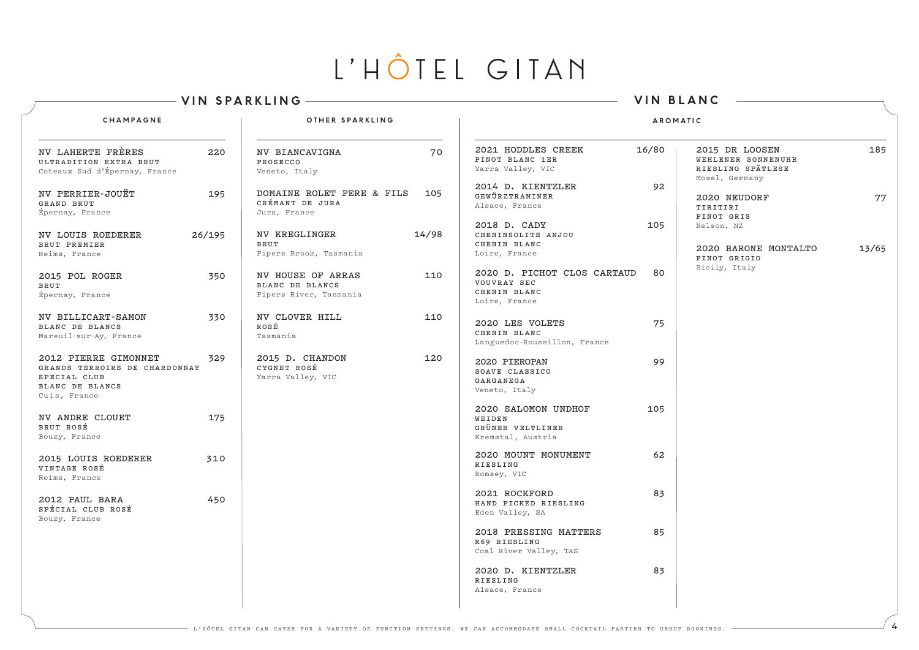# L'HÔTEL GITAN

## VIN SPARKLING

### CHAMPAGNE

**NV LAHERTE FRÈRES** — 220
ULTRADITION EXTRA BRUT
Coteaux Sud d'Épernay, France

**NV PERRIER-JOUËT** — 195
GRAND BRUT
Épernay, France

**NV LOUIS ROEDERER** — 26/195
BRUT PREMIER
Reims, France

**2015 POL ROGER** — 350
BRUT
Épernay, France

**NV BILLICART-SAMON** — 330
BLANC DE BLANCS
Mareuil-sur-Ay, France

**2012 PIERRE GIMONNET** — 329
GRANDS TERROIRS DE CHARDONNAY
SPECIAL CLUB
BLANC DE BLANCS
Cuis, France

**NV ANDRE CLOUET** — 175
BRUT ROSÉ
Bouzy, France

**2015 LOUIS ROEDERER** — 310
VINTAGE ROSÉ
Reims, France

**2012 PAUL BARA** — 450
SPÉCIAL CLUB ROSÉ
Bouzy, France

### OTHER SPARKLING

**NV BIANCAVIGNA** — 70
PROSECCO
Veneto, Italy

**DOMAINE ROLET PERE & FILS** — 105
CRÉMANT DE JURA
Jura, France

**NV KREGLINGER** — 14/98
BRUT
Pipers Brook, Tasmania

**NV HOUSE OF ARRAS** — 110
BLANC DE BLANCS
Pipers River, Tasmania

**NV CLOVER HILL** — 110
ROSÉ
Tasmania

**2015 D. CHANDON** — 120
CYGNET ROSÉ
Yarra Valley, VIC

## VIN BLANC

### AROMATIC

**2021 HODDLES CREEK** — 16/80
PINOT BLANC 1ER
Yarra Valley, VIC

**2014 D. KIENTZLER** — 92
GEWÜRZTRAMINER
Alsace, France

**2018 D. CADY** — 105
CHENINSOLITE ANJOU
CHENIN BLANC
Loire, France

**2020 D. PICHOT CLOS CARTAUD** — 80
VOUVRAY SEC
CHENIN BLANC
Loire, France

**2020 LES VOLETS** — 75
CHENIN BLANC
Languedoc-Roussillon, France

**2020 PIEROPAN** — 99
SOAVE CLASSICO
GARGANEGA
Veneto, Italy

**2020 SALOMON UNDHOF** — 105
WEIDEN
GRÜNER VELTLINER
Kremstal, Austria

**2020 MOUNT MONUMENT** — 62
RIESLING
Romsey, VIC

**2021 ROCKFORD** — 83
HAND PICKED RIESLING
Eden Valley, SA

**2018 PRESSING MATTERS** — 85
R69 RIESLING
Coal River Valley, TAS

**2020 D. KIENTZLER** — 83
RIESLING
Alsace, France

**2015 DR LOOSEN** — 185
WEHLENER SONNENUHR
RIESLING SPÄTLESE
Mosel, Germany

**2020 NEUDORF** — 77
TIRITIRI
PINOT GRIS
Nelson, NZ

**2020 BARONE MONTALTO** — 13/65
PINOT GRIGIO
Sicily, Italy

L'HÔTEL GITAN CAN CATER FOR A VARIETY OF FUNCTION SETTINGS. WE CAN ACCOMMODATE SMALL COCKTAIL PARTIES TO GROUP BOOKINGS.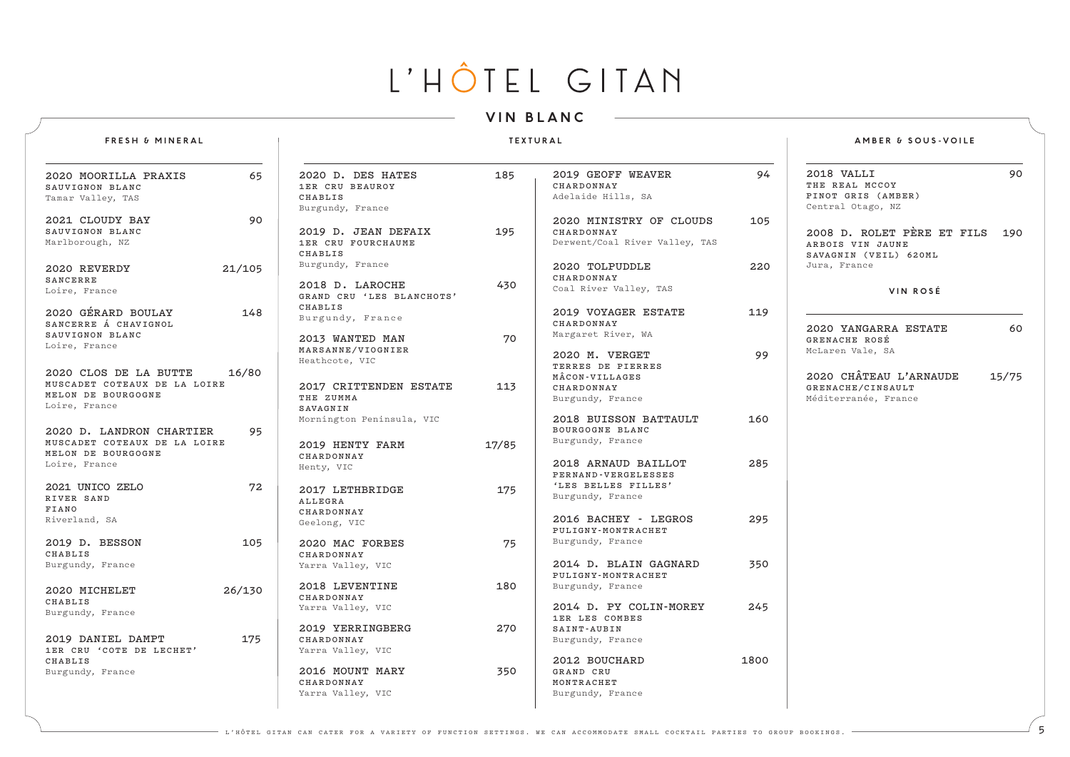# L'HÔTEL GITAN

## VIN BLANC

### FRESH & MINERAL

**2020 MOORILLA PRAXIS** — 65
SAUVIGNON BLANC
Tamar Valley, TAS

**2021 CLOUDY BAY** — 90
SAUVIGNON BLANC
Marlborough, NZ

**2020 REVERDY** — 21/105
SANCERRE
Loire, France

**2020 GÉRARD BOULAY** — 148
SANCERRE Á CHAVIGNOL
SAUVIGNON BLANC
Loire, France

**2020 CLOS DE LA BUTTE** — 16/80
MUSCADET COTEAUX DE LA LOIRE
MELON DE BOURGOGNE
Loire, France

**2020 D. LANDRON CHARTIER** — 95
MUSCADET COTEAUX DE LA LOIRE
MELON DE BOURGOGNE
Loire, France

**2021 UNICO ZELO** — 72
RIVER SAND
FIANO
Riverland, SA

**2019 D. BESSON** — 105
CHABLIS
Burgundy, France

**2020 MICHELET** — 26/130
CHABLIS
Burgundy, France

**2019 DANIEL DAMPT** — 175
1ER CRU 'COTE DE LECHET'
CHABLIS
Burgundy, France

### TEXTURAL

**2020 D. DES HATES** — 185
1ER CRU BEAUROY
CHABLIS
Burgundy, France

**2019 D. JEAN DEFAIX** — 195
1ER CRU FOURCHAUME
CHABLIS
Burgundy, France

**2018 D. LAROCHE** — 430
GRAND CRU 'LES BLANCHOTS'
CHABLIS
Burgundy, France

**2013 WANTED MAN** — 70
MARSANNE/VIOGNIER
Heathcote, VIC

**2017 CRITTENDEN ESTATE** — 113
THE ZUMMA
SAVAGNIN
Mornington Peninsula, VIC

**2019 HENTY FARM** — 17/85
CHARDONNAY
Henty, VIC

**2017 LETHBRIDGE** — 175
ALLEGRA
CHARDONNAY
Geelong, VIC

**2020 MAC FORBES** — 75
CHARDONNAY
Yarra Valley, VIC

**2018 LEVENTINE** — 180
CHARDONNAY
Yarra Valley, VIC

**2019 YERRINGBERG** — 270
CHARDONNAY
Yarra Valley, VIC

**2016 MOUNT MARY** — 350
CHARDONNAY
Yarra Valley, VIC

**2019 GEOFF WEAVER** — 94
CHARDONNAY
Adelaide Hills, SA

**2020 MINISTRY OF CLOUDS** — 105
CHARDONNAY
Derwent/Coal River Valley, TAS

**2020 TOLPUDDLE** — 220
CHARDONNAY
Coal River Valley, TAS

**2019 VOYAGER ESTATE** — 119
CHARDONNAY
Margaret River, WA

**2020 M. VERGET** — 99
TERRES DE PIERRES
MÂCON-VILLAGES
CHARDONNAY
Burgundy, France

**2018 BUISSON BATTAULT** — 160
BOURGOGNE BLANC
Burgundy, France

**2018 ARNAUD BAILLOT** — 285
PERNAND-VERGELESSES
'LES BELLES FILLES'
Burgundy, France

**2016 BACHEY - LEGROS** — 295
PULIGNY-MONTRACHET
Burgundy, France

**2014 D. BLAIN GAGNARD** — 350
PULIGNY-MONTRACHET
Burgundy, France

**2014 D. PY COLIN-MOREY** — 245
1ER LES COMBES
SAINT-AUBIN
Burgundy, France

**2012 BOUCHARD** — 1800
GRAND CRU
MONTRACHET
Burgundy, France

### AMBER & SOUS-VOILE

**2018 VALLI** — 90
THE REAL MCCOY
PINOT GRIS (AMBER)
Central Otago, NZ

**2008 D. ROLET PÈRE ET FILS** — 190
ARBOIS VIN JAUNE
SAVAGNIN (VEIL) 620ML
Jura, France

## VIN ROSÉ

**2020 YANGARRA ESTATE** — 60
GRENACHE ROSÉ
McLaren Vale, SA

**2020 CHÂTEAU L'ARNAUDE** — 15/75
GRENACHE/CINSAULT
Méditerranée, France

L'HÔTEL GITAN CAN CATER FOR A VARIETY OF FUNCTION SETTINGS. WE CAN ACCOMMODATE SMALL COCKTAIL PARTIES TO GROUP BOOKINGS.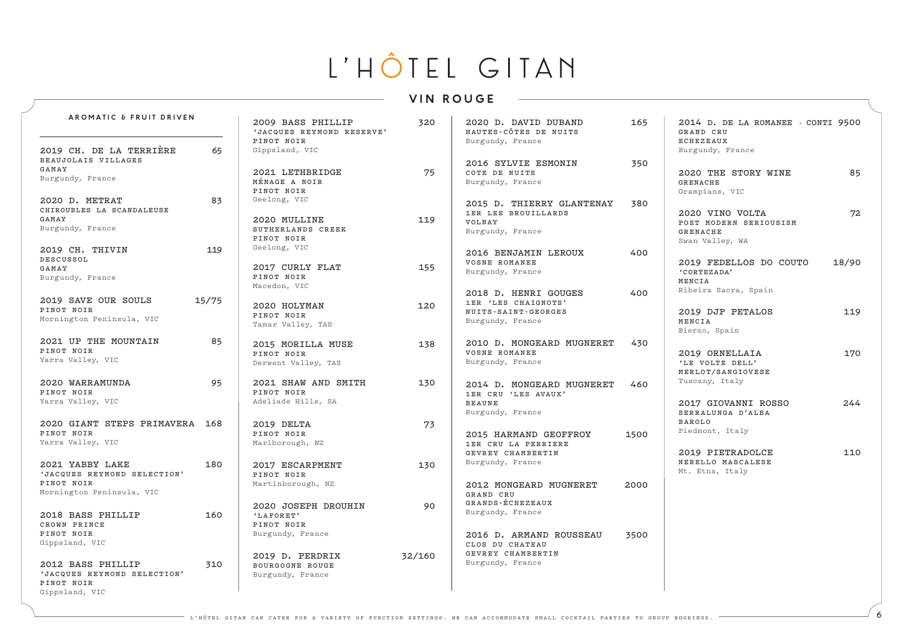# L'HÔTEL GITAN

## VIN ROUGE

### AROMATIC & FRUIT DRIVEN

**2019 CH. DE LA TERRIÈRE** — 65
BEAUJOLAIS VILLAGES
GAMAY
Burgundy, France

**2020 D. METRAT** — 83
CHIROUBLES LA SCANDALEUSE
GAMAY
Burgundy, France

**2019 CH. THIVIN** — 119
DESCUSSOL
GAMAY
Burgundy, France

**2019 SAVE OUR SOULS** — 15/75
PINOT NOIR
Mornington Peninsula, VIC

**2021 UP THE MOUNTAIN** — 85
PINOT NOIR
Yarra Valley, VIC

**2020 WARRAMUNDA** — 95
PINOT NOIR
Yarra Valley, VIC

**2020 GIANT STEPS PRIMAVERA** — 168
PINOT NOIR
Yarra Valley, VIC

**2021 YABBY LAKE** — 180
'JACQUES REYMOND SELECTION'
PINOT NOIR
Mornington Peninsula, VIC

**2018 BASS PHILLIP** — 160
CROWN PRINCE
PINOT NOIR
Gippsland, VIC

**2012 BASS PHILLIP** — 310
'JACQUES REYMOND SELECTION'
PINOT NOIR
Gippsland, VIC

**2009 BASS PHILLIP** — 320
'JACQUES REYMOND RESERVE'
PINOT NOIR
Gippsland, VIC

**2021 LETHBRIDGE** — 75
MÉNAGE A NOIR
PINOT NOIR
Geelong, VIC

**2020 MULLINE** — 119
SUTHERLANDS CREEK
PINOT NOIR
Geelong, VIC

**2017 CURLY FLAT** — 155
PINOT NOIR
Macedon, VIC

**2020 HOLYMAN** — 120
PINOT NOIR
Tamar Valley, TAS

**2015 MORILLA MUSE** — 138
PINOT NOIR
Derwent Valley, TAS

**2021 SHAW AND SMITH** — 130
PINOT NOIR
Adeliade Hills, SA

**2019 DELTA** — 73
PINOT NOIR
Marlborough, NZ

**2017 ESCARPMENT** — 130
PINOT NOIR
Martinborough, NZ

**2020 JOSEPH DROUHIN** — 90
'LAFORET'
PINOT NOIR
Burgundy, France

**2019 D. PERDRIX** — 32/160
BOURGOGNE ROUGE
Burgundy, France

**2020 D. DAVID DUBAND** — 165
HAUTES-CÔTES DE NUITS
Burgundy, France

**2016 SYLVIE ESMONIN** — 350
COTE DE NUITS
Burgundy, France

**2015 D. THIERRY GLANTENAY** — 380
1ER LES BROUILLARDS
VOLNAY
Burgundy, France

**2016 BENJAMIN LEROUX** — 400
VOSNE ROMANEE
Burgundy, France

**2018 D. HENRI GOUGES** — 400
1ER 'LES CHAIGNOTS'
NUITS-SAINT-GEORGES
Burgundy, France

**2010 D. MONGEARD MUGNERET** — 430
VOSNE ROMANEE
Burgundy, France

**2014 D. MONGEARD MUGNERET** — 460
1ER CRU 'LES AVAUX'
BEAUNE
Burgundy, France

**2015 HARMAND GEOFFROY** — 1500
1ER CRU LA PERRIERE
GEVREY CHAMBERTIN
Burgundy, France

**2012 MONGEARD MUGNERET** — 2000
GRAND CRU
GRANDS-ÉCHEZEAUX
Burgundy, France

**2016 D. ARMAND ROUSSEAU** — 3500
CLOS DU CHATEAU
GEVREY CHAMBERTIN
Burgundy, France

**2014 D. DE LA ROMANEE - CONTI** — 9500
GRAND CRU
ECHEZEAUX
Burgundy, France

**2020 THE STORY WINE** — 85
GRENACHE
Grampians, VIC

**2020 VINO VOLTA** — 72
POST MODERN SERIOUSISM
GRENACHE
Swan Valley, WA

**2019 FEDELLOS DO COUTO** — 18/90
'CORTEZADA'
MENCIA
Ribeira Sacra, Spain

**2019 DJP PETALOS** — 119
MENCIA
Bierzo, Spain

**2019 ORNELLAIA** — 170
'LE VOLTE DELL'
MERLOT/SANGIOVESE
Tuscany, Italy

**2017 GIOVANNI ROSSO** — 244
SERRALUNGA D'ALBA
BAROLO
Piedmont, Italy

**2019 PIETRADOLCE** — 110
NERELLO MASCALESE
Mt. Etna, Italy

L'HÔTEL GITAN CAN CATER FOR A VARIETY OF FUNCTION SETTINGS. WE CAN ACCOMMODATE SMALL COCKTAIL PARTIES TO GROUP BOOKINGS.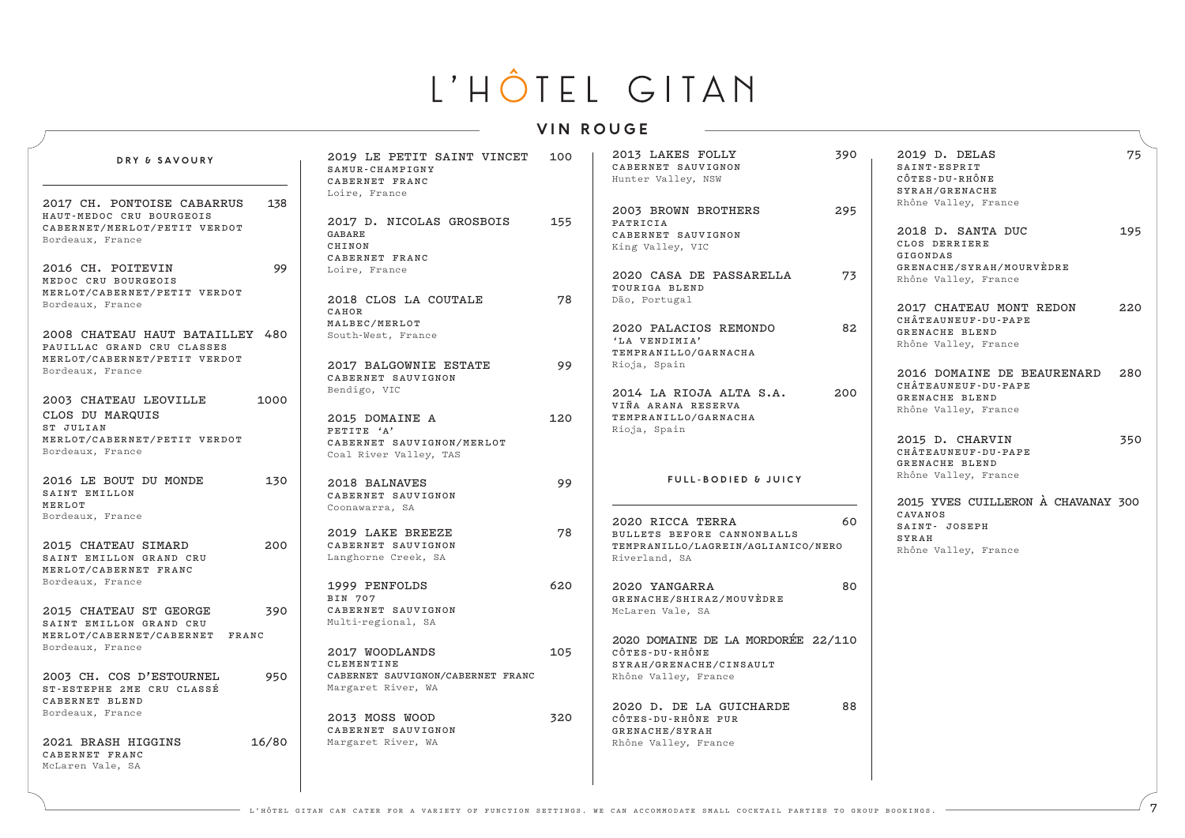# L'HÔTEL GITAN

## VIN ROUGE

### DRY & SAVOURY

**2017 CH. PONTOISE CABARRUS** 138
HAUT-MEDOC CRU BOURGEOIS
CABERNET/MERLOT/PETIT VERDOT
Bordeaux, France

**2016 CH. POITEVIN** 99
MEDOC CRU BOURGEOIS
MERLOT/CABERNET/PETIT VERDOT
Bordeaux, France

**2008 CHATEAU HAUT BATAILLEY** 480
PAUILLAC GRAND CRU CLASSES
MERLOT/CABERNET/PETIT VERDOT
Bordeaux, France

**2003 CHATEAU LEOVILLE CLOS DU MARQUIS** 1000
ST JULIAN
MERLOT/CABERNET/PETIT VERDOT
Bordeaux, France

**2016 LE BOUT DU MONDE** 130
SAINT EMILLON
MERLOT
Bordeaux, France

**2015 CHATEAU SIMARD** 200
SAINT EMILLON GRAND CRU
MERLOT/CABERNET FRANC
Bordeaux, France

**2015 CHATEAU ST GEORGE** 390
SAINT EMILLON GRAND CRU
MERLOT/CABERNET/CABERNET FRANC
Bordeaux, France

**2003 CH. COS D'ESTOURNEL** 950
ST-ESTEPHE 2ME CRU CLASSÉ
CABERNET BLEND
Bordeaux, France

**2021 BRASH HIGGINS** 16/80
CABERNET FRANC
McLaren Vale, SA

**2019 LE PETIT SAINT VINCET** 100
SAMUR-CHAMPIGNY
CABERNET FRANC
Loire, France

**2017 D. NICOLAS GROSBOIS** 155
GABARE
CHINON
CABERNET FRANC
Loire, France

**2018 CLOS LA COUTALE** 78
CAHOR
MALBEC/MERLOT
South-West, France

**2017 BALGOWNIE ESTATE** 99
CABERNET SAUVIGNON
Bendigo, VIC

**2015 DOMAINE A** 120
PETITE 'A'
CABERNET SAUVIGNON/MERLOT
Coal River Valley, TAS

**2018 BALNAVES** 99
CABERNET SAUVIGNON
Coonawarra, SA

**2019 LAKE BREEZE** 78
CABERNET SAUVIGNON
Langhorne Creek, SA

**1999 PENFOLDS** 620
BIN 707
CABERNET SAUVIGNON
Multi-regional, SA

**2017 WOODLANDS** 105
CLEMENTINE
CABERNET SAUVIGNON/CABERNET FRANC
Margaret River, WA

**2013 MOSS WOOD** 320
CABERNET SAUVIGNON
Margaret River, WA

**2013 LAKES FOLLY** 390
CABERNET SAUVIGNON
Hunter Valley, NSW

**2003 BROWN BROTHERS** 295
PATRICIA
CABERNET SAUVIGNON
King Valley, VIC

**2020 CASA DE PASSARELLA** 73
TOURIGA BLEND
Dão, Portugal

**2020 PALACIOS REMONDO** 82
'LA VENDIMIA'
TEMPRANILLO/GARNACHA
Rioja, Spain

**2014 LA RIOJA ALTA S.A.** 200
VIÑA ARANA RESERVA
TEMPRANILLO/GARNACHA
Rioja, Spain

### FULL-BODIED & JUICY

**2020 RICCA TERRA** 60
BULLETS BEFORE CANNONBALLS
TEMPRANILLO/LAGREIN/AGLIANICO/NERO
Riverland, SA

**2020 YANGARRA** 80
GRENACHE/SHIRAZ/MOUVÈDRE
McLaren Vale, SA

**2020 DOMAINE DE LA MORDORÉE** 22/110
CÔTES-DU-RHÔNE
SYRAH/GRENACHE/CINSAULT
Rhône Valley, France

**2020 D. DE LA GUICHARDE** 88
CÔTES-DU-RHÔNE PUR
GRENACHE/SYRAH
Rhône Valley, France

**2019 D. DELAS** 75
SAINT-ESPRIT
CÔTES-DU-RHÔNE
SYRAH/GRENACHE
Rhône Valley, France

**2018 D. SANTA DUC** 195
CLOS DERRIERE
GIGONDAS
GRENACHE/SYRAH/MOURVÈDRE
Rhône Valley, France

**2017 CHATEAU MONT REDON** 220
CHÂTEAUNEUF-DU-PAPE
GRENACHE BLEND
Rhône Valley, France

**2016 DOMAINE DE BEAURENARD** 280
CHÂTEAUNEUF-DU-PAPE
GRENACHE BLEND
Rhône Valley, France

**2015 D. CHARVIN** 350
CHÂTEAUNEUF-DU-PAPE
GRENACHE BLEND
Rhône Valley, France

**2015 YVES CUILLERON À CHAVANAY** 300
CAVANOS
SAINT- JOSEPH
SYRAH
Rhône Valley, France

L'HÔTEL GITAN CAN CATER FOR A VARIETY OF FUNCTION SETTINGS. WE CAN ACCOMMODATE SMALL COCKTAIL PARTIES TO GROUP BOOKINGS.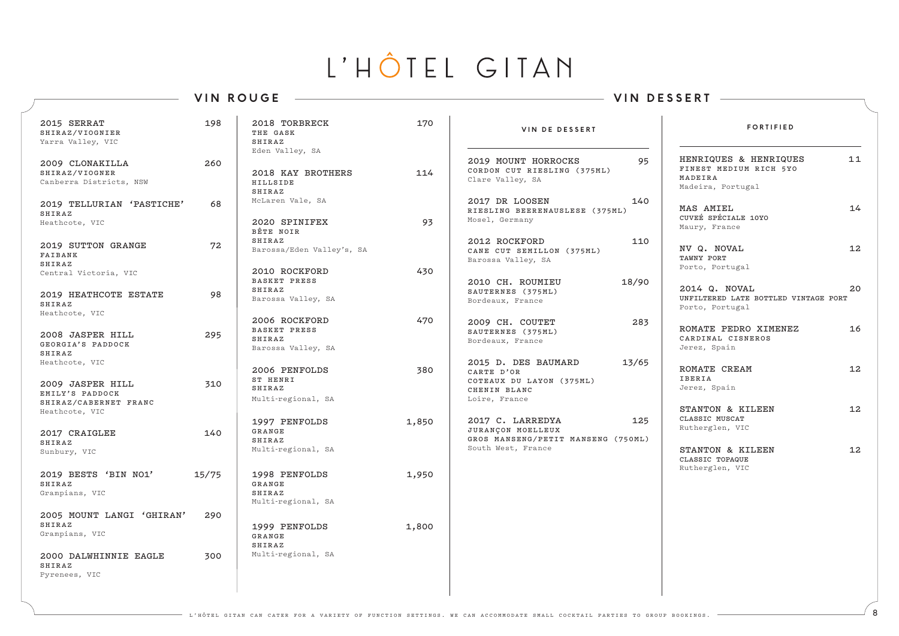# L'HÔTEL GITAN

## VIN ROUGE

**2015 SERRAT** — 198
SHIRAZ/VIOGNIER
Yarra Valley, VIC

**2009 CLONAKILLA** — 260
SHIRAZ/VIOGNIER
Canberra Districts, NSW

**2019 TELLURIAN 'PASTICHE'** — 68
SHIRAZ
Heathcote, VIC

**2019 SUTTON GRANGE** — 72
FAIBANK
SHIRAZ
Central Victoria, VIC

**2019 HEATHCOTE ESTATE** — 98
SHIRAZ
Heathcote, VIC

**2008 JASPER HILL** — 295
GEORGIA'S PADDOCK
SHIRAZ
Heathcote, VIC

**2009 JASPER HILL** — 310
EMILY'S PADDOCK
SHIRAZ/CABERNET FRANC
Heathcote, VIC

**2017 CRAIGLEE** — 140
SHIRAZ
Sunbury, VIC

**2019 BESTS 'BIN NO1'** — 15/75
SHIRAZ
Grampians, VIC

**2005 MOUNT LANGI 'GHIRAN'** — 290
SHIRAZ
Grampians, VIC

**2000 DALWHINNIE EAGLE** — 300
SHIRAZ
Pyrenees, VIC

**2018 TORBRECK** — 170
THE GASK
SHIRAZ
Eden Valley, SA

**2018 KAY BROTHERS** — 114
HILLSIDE
SHIRAZ
McLaren Vale, SA

**2020 SPINIFEX** — 93
BÊTE NOIR
SHIRAZ
Barossa/Eden Valley's, SA

**2010 ROCKFORD** — 430
BASKET PRESS
SHIRAZ
Barossa Valley, SA

**2006 ROCKFORD** — 470
BASKET PRESS
SHIRAZ
Barossa Valley, SA

**2006 PENFOLDS** — 380
ST HENRI
SHIRAZ
Multi-regional, SA

**1997 PENFOLDS** — 1,850
GRANGE
SHIRAZ
Multi-regional, SA

**1998 PENFOLDS** — 1,950
GRANGE
SHIRAZ
Multi-regional, SA

**1999 PENFOLDS** — 1,800
GRANGE
SHIRAZ
Multi-regional, SA

## VIN DESSERT

### VIN DE DESSERT

**2019 MOUNT HORROCKS** — 95
CORDON CUT RIESLING (375ML)
Clare Valley, SA

**2017 DR LOOSEN** — 140
RIESLING BEERENAUSLESE (375ML)
Mosel, Germany

**2012 ROCKFORD** — 110
CANE CUT SEMILLON (375ML)
Barossa Valley, SA

**2010 CH. ROUMIEU** — 18/90
SAUTERNES (375ML)
Bordeaux, France

**2009 CH. COUTET** — 283
SAUTERNES (375ML)
Bordeaux, France

**2015 D. DES BAUMARD** — 13/65
CARTE D'OR
COTEAUX DU LAYON (375ML)
CHENIN BLANC
Loire, France

**2017 C. LARREDYA** — 125
JURANÇON MOELLEUX
GROS MANSENG/PETIT MANSENG (750ML)
South West, France

### FORTIFIED

**HENRIQUES & HENRIQUES** — 11
FINEST MEDIUM RICH 5YO
MADEIRA
Madeira, Portugal

**MAS AMIEL** — 14
CUVEÉ SPÉCIALE 10YO
Maury, France

**NV Q. NOVAL** — 12
TAWNY PORT
Porto, Portugal

**2014 Q. NOVAL** — 20
UNFILTERED LATE BOTTLED VINTAGE PORT
Porto, Portugal

**ROMATE PEDRO XIMENEZ** — 16
CARDINAL CISNEROS
Jerez, Spain

**ROMATE CREAM** — 12
IBERIA
Jerez, Spain

**STANTON & KILEEN** — 12
CLASSIC MUSCAT
Rutherglen, VIC

**STANTON & KILEEN** — 12
CLASSIC TOPAQUE
Rutherglen, VIC

L'HÔTEL GITAN CAN CATER FOR A VARIETY OF FUNCTION SETTINGS. WE CAN ACCOMMODATE SMALL COCKTAIL PARTIES TO GROUP BOOKINGS.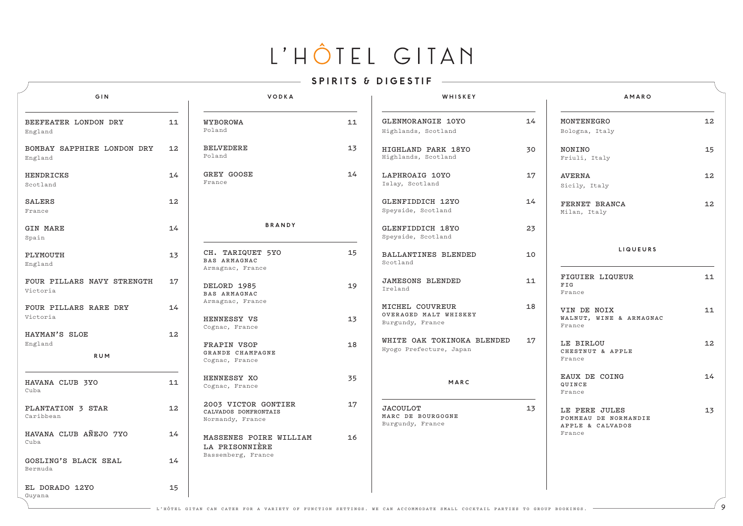# L'HÔTEL GITAN

## SPIRITS & DIGESTIF

### GIN

| | |
|---|---|
| BEEFEATER LONDON DRY<br>England | 11 |
| BOMBAY SAPPHIRE LONDON DRY<br>England | 12 |
| HENDRICKS<br>Scotland | 14 |
| SALERS<br>France | 12 |
| GIN MARE<br>Spain | 14 |
| PLYMOUTH<br>England | 13 |
| FOUR PILLARS NAVY STRENGTH<br>Victoria | 17 |
| FOUR PILLARS RARE DRY<br>Victoria | 14 |
| HAYMAN'S SLOE<br>England | 12 |

### RUM

| | |
|---|---|
| HAVANA CLUB 3YO<br>Cuba | 11 |
| PLANTATION 3 STAR<br>Caribbean | 12 |
| HAVANA CLUB AÑEJO 7YO<br>Cuba | 14 |
| GOSLING'S BLACK SEAL<br>Bermuda | 14 |
| EL DORADO 12YO<br>Guyana | 15 |

### VODKA

| | |
|---|---|
| WYBOROWA<br>Poland | 11 |
| BELVEDERE<br>Poland | 13 |
| GREY GOOSE<br>France | 14 |

### BRANDY

| | |
|---|---|
| CH. TARIQUET 5YO<br>BAS ARMAGNAC<br>Armagnac, France | 15 |
| DELORD 1985<br>BAS ARMAGNAC<br>Armagnac, France | 19 |
| HENNESSY VS<br>Cognac, France | 13 |
| FRAPIN VSOP<br>GRANDE CHAMPAGNE<br>Cognac, France | 18 |
| HENNESSY XO<br>Cognac, France | 35 |
| 2003 VICTOR GONTIER<br>CALVADOS DOMFRONTAIS<br>Normandy, France | 17 |
| MASSENES POIRE WILLIAM LA PRISONNIÈRE<br>Bassemberg, France | 16 |

### WHISKEY

| | |
|---|---|
| GLENMORANGIE 10YO<br>Highlands, Scotland | 14 |
| HIGHLAND PARK 18YO<br>Highlands, Scotland | 30 |
| LAPHROAIG 10YO<br>Islay, Scotland | 17 |
| GLENFIDDICH 12YO<br>Speyside, Scotland | 14 |
| GLENFIDDICH 18YO<br>Speyside, Scotland | 23 |
| BALLANTINES BLENDED<br>Scotland | 10 |
| JAMESONS BLENDED<br>Ireland | 11 |
| MICHEL COUVREUR<br>OVERAGED MALT WHISKEY<br>Burgundy, France | 18 |
| WHITE OAK TOKINOKA BLENDED<br>Hyogo Prefecture, Japan | 17 |

### MARC

| | |
|---|---|
| JACOULOT<br>MARC DE BOURGOGNE<br>Burgundy, France | 13 |

### AMARO

| | |
|---|---|
| MONTENEGRO<br>Bologna, Italy | 12 |
| NONINO<br>Friuli, Italy | 15 |
| AVERNA<br>Sicily, Italy | 12 |
| FERNET BRANCA<br>Milan, Italy | 12 |

### LIQUEURS

| | |
|---|---|
| FIGUIER LIQUEUR<br>FIG<br>France | 11 |
| VIN DE NOIX<br>WALNUT, WINE & ARMAGNAC<br>France | 11 |
| LE BIRLOU<br>CHESTNUT & APPLE<br>France | 12 |
| EAUX DE COING<br>QUINCE<br>France | 14 |
| LE PERE JULES<br>POMMEAU DE NORMANDIE<br>APPLE & CALVADOS<br>France | 13 |

L'HÔTEL GITAN CAN CATER FOR A VARIETY OF FUNCTION SETTINGS. WE CAN ACCOMMODATE SMALL COCKTAIL PARTIES TO GROUP BOOKINGS.